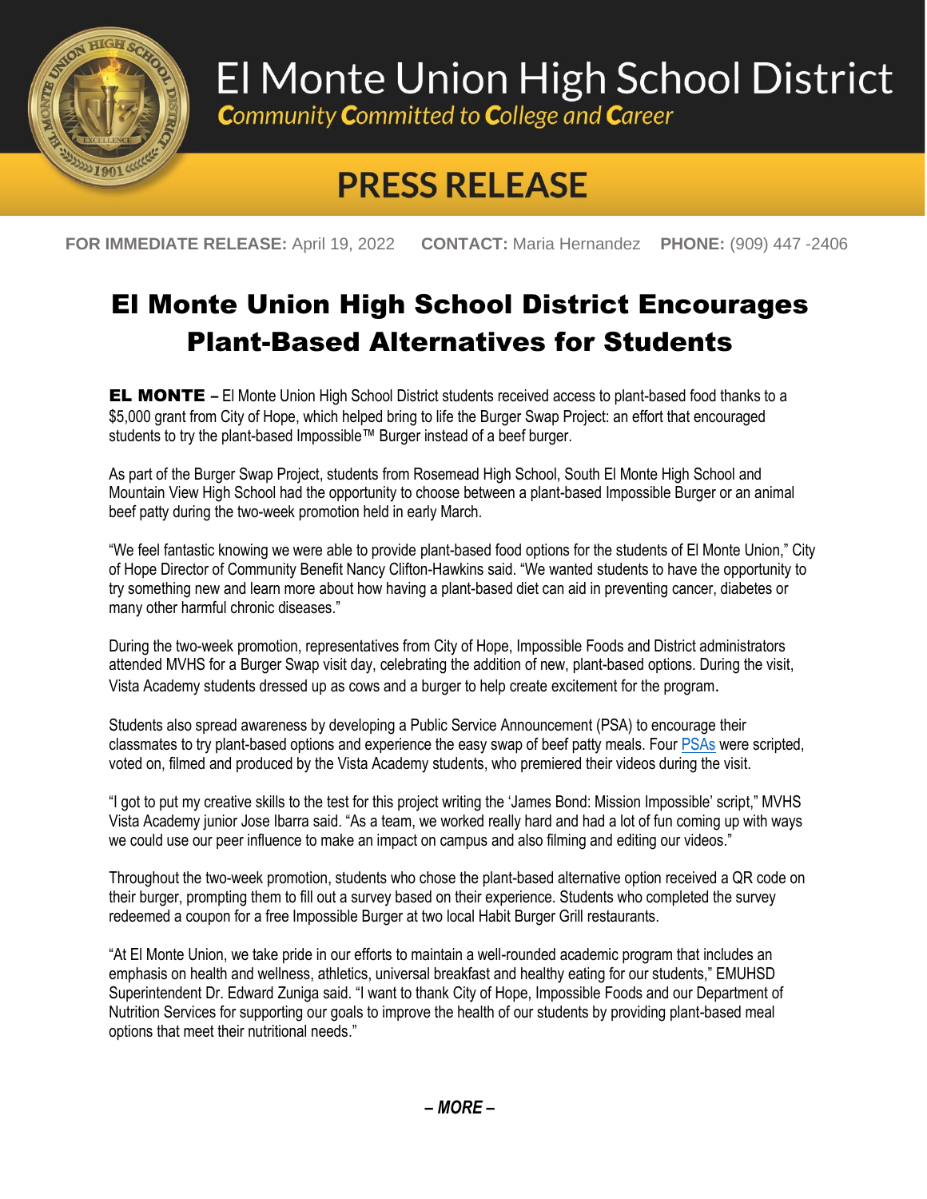# El Monte Union High School District

*Community Committed to College and Career*

## PRESS RELEASE

**FOR IMMEDIATE RELEASE:** April 19, 2022 **CONTACT:** Maria Hernandez **PHONE:** (909) 447 -2406

# El Monte Union High School District Encourages Plant-Based Alternatives for Students

**EL MONTE –** El Monte Union High School District students received access to plant-based food thanks to a $5,000 grant from City of Hope, which helped bring to life the Burger Swap Project: an effort that encouraged students to try the plant-based Impossible™ Burger instead of a beef burger.

As part of the Burger Swap Project, students from Rosemead High School, South El Monte High School and Mountain View High School had the opportunity to choose between a plant-based Impossible Burger or an animal beef patty during the two-week promotion held in early March.

"We feel fantastic knowing we were able to provide plant-based food options for the students of El Monte Union," City of Hope Director of Community Benefit Nancy Clifton-Hawkins said. "We wanted students to have the opportunity to try something new and learn more about how having a plant-based diet can aid in preventing cancer, diabetes or many other harmful chronic diseases."

During the two-week promotion, representatives from City of Hope, Impossible Foods and District administrators attended MVHS for a Burger Swap visit day, celebrating the addition of new, plant-based options. During the visit, Vista Academy students dressed up as cows and a burger to help create excitement for the program.

Students also spread awareness by developing a Public Service Announcement (PSA) to encourage their classmates to try plant-based options and experience the easy swap of beef patty meals. Four PSAs were scripted, voted on, filmed and produced by the Vista Academy students, who premiered their videos during the visit.

"I got to put my creative skills to the test for this project writing the 'James Bond: Mission Impossible' script," MVHS Vista Academy junior Jose Ibarra said. "As a team, we worked really hard and had a lot of fun coming up with ways we could use our peer influence to make an impact on campus and also filming and editing our videos."

Throughout the two-week promotion, students who chose the plant-based alternative option received a QR code on their burger, prompting them to fill out a survey based on their experience. Students who completed the survey redeemed a coupon for a free Impossible Burger at two local Habit Burger Grill restaurants.

"At El Monte Union, we take pride in our efforts to maintain a well-rounded academic program that includes an emphasis on health and wellness, athletics, universal breakfast and healthy eating for our students," EMUHSD Superintendent Dr. Edward Zuniga said. "I want to thank City of Hope, Impossible Foods and our Department of Nutrition Services for supporting our goals to improve the health of our students by providing plant-based meal options that meet their nutritional needs."

***– MORE –***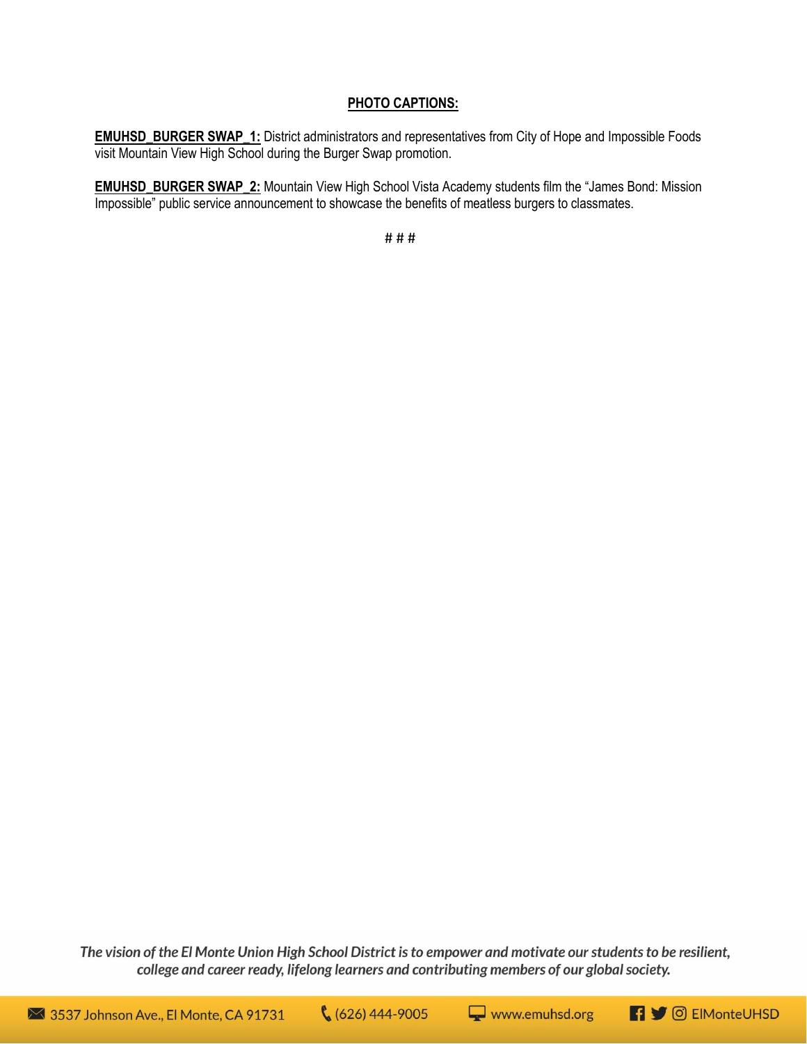**PHOTO CAPTIONS:**

**EMUHSD_BURGER SWAP_1:** District administrators and representatives from City of Hope and Impossible Foods visit Mountain View High School during the Burger Swap promotion.

**EMUHSD_BURGER SWAP_2:** Mountain View High School Vista Academy students film the "James Bond: Mission Impossible" public service announcement to showcase the benefits of meatless burgers to classmates.

# # #